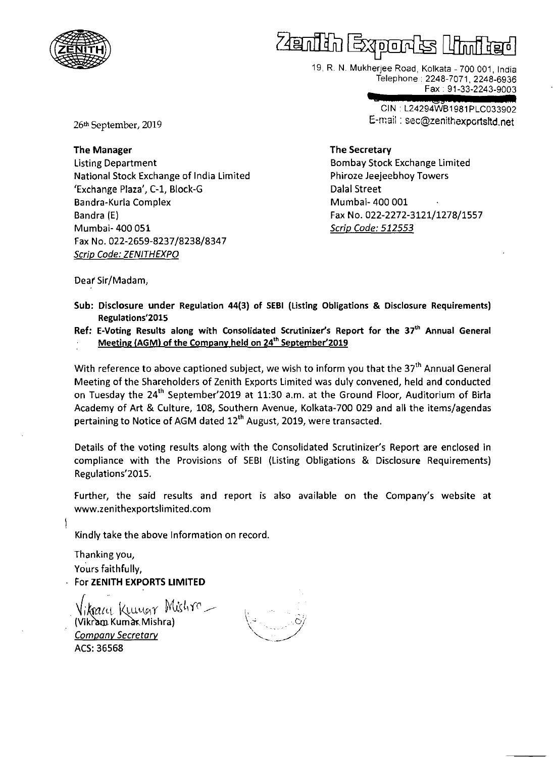# Zenith Exports Limited

19, R. N. Mukherjee Road, Kolkata - 700 001, India
Telephone : 2248-7071, 2248-6936
Fax : 91-33-2243-9003

CIN : L24294WB1981PLC033902
E-mail : sec@zenithexportsltd.net

26th September, 2019

**The Manager**
Listing Department
National Stock Exchange of India Limited
'Exchange Plaza', C-1, Block-G
Bandra-Kurla Complex
Bandra (E)
Mumbai- 400 051
Fax No. 022-2659-8237/8238/8347
*Scrip Code: ZENITHEXPO*

**The Secretary**
Bombay Stock Exchange Limited
Phiroze Jeejeebhoy Towers
Dalal Street
Mumbai- 400 001
Fax No. 022-2272-3121/1278/1557
*Scrip Code: 512553*

Dear Sir/Madam,

**Sub: Disclosure under Regulation 44(3) of SEBI (Listing Obligations & Disclosure Requirements) Regulations'2015**

**Ref: E-Voting Results along with Consolidated Scrutinizer's Report for the 37th Annual General Meeting (AGM) of the Company held on 24th September'2019**

With reference to above captioned subject, we wish to inform you that the 37th Annual General Meeting of the Shareholders of Zenith Exports Limited was duly convened, held and conducted on Tuesday the 24th September'2019 at 11:30 a.m. at the Ground Floor, Auditorium of Birla Academy of Art & Culture, 108, Southern Avenue, Kolkata-700 029 and all the items/agendas pertaining to Notice of AGM dated 12th August, 2019, were transacted.

Details of the voting results along with the Consolidated Scrutinizer's Report are enclosed in compliance with the Provisions of SEBI (Listing Obligations & Disclosure Requirements) Regulations'2015.

Further, the said results and report is also available on the Company's website at www.zenithexportslimited.com

Kindly take the above Information on record.

Thanking you,
Yours faithfully,
For **ZENITH EXPORTS LIMITED**

Vikram Kumar Mishra
(Vikram Kumar Mishra)
*Company Secretary*
ACS: 36568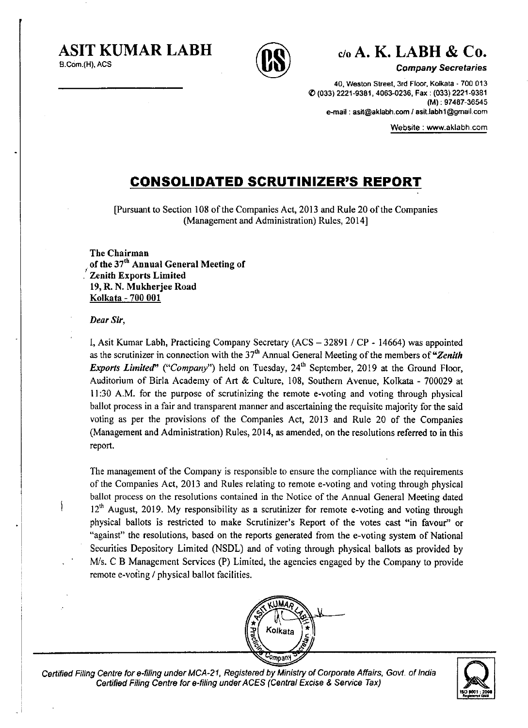**ASIT KUMAR LABH**
B.Com.(H), ACS

c/o **A. K. LABH & Co.**
*Company Secretaries*

40, Weston Street, 3rd Floor, Kolkata - 700 013
(033) 2221-9381, 4063-0236, Fax : (033) 2221-9381
(M) : 97487-36545
e-mail : asit@aklabh.com / asit.labh1@gmail.com

Website : www.aklabh.com

# CONSOLIDATED SCRUTINIZER'S REPORT

[Pursuant to Section 108 of the Companies Act, 2013 and Rule 20 of the Companies (Management and Administration) Rules, 2014]

**The Chairman**
**of the 37th Annual General Meeting of**
**Zenith Exports Limited**
**19, R. N. Mukherjee Road**
**Kolkata - 700 001**

*Dear Sir,*

I, Asit Kumar Labh, Practicing Company Secretary (ACS – 32891 / CP - 14664) was appointed as the scrutinizer in connection with the 37th Annual General Meeting of the members of "***Zenith Exports Limited***" ("*Company*") held on Tuesday, 24th September, 2019 at the Ground Floor, Auditorium of Birla Academy of Art & Culture, 108, Southern Avenue, Kolkata - 700029 at 11:30 A.M. for the purpose of scrutinizing the remote e-voting and voting through physical ballot process in a fair and transparent manner and ascertaining the requisite majority for the said voting as per the provisions of the Companies Act, 2013 and Rule 20 of the Companies (Management and Administration) Rules, 2014, as amended, on the resolutions referred to in this report.

The management of the Company is responsible to ensure the compliance with the requirements of the Companies Act, 2013 and Rules relating to remote e-voting and voting through physical ballot process on the resolutions contained in the Notice of the Annual General Meeting dated 12th August, 2019. My responsibility as a scrutinizer for remote e-voting and voting through physical ballots is restricted to make Scrutinizer's Report of the votes cast "in favour" or "against" the resolutions, based on the reports generated from the e-voting system of National Securities Depository Limited (NSDL) and of voting through physical ballots as provided by M/s. C B Management Services (P) Limited, the agencies engaged by the Company to provide remote e-voting / physical ballot facilities.

*Certified Filing Centre for e-filing under MCA-21, Registered by Ministry of Corporate Affairs, Govt. of India*
*Certified Filing Centre for e-filing under ACES (Central Excise & Service Tax)*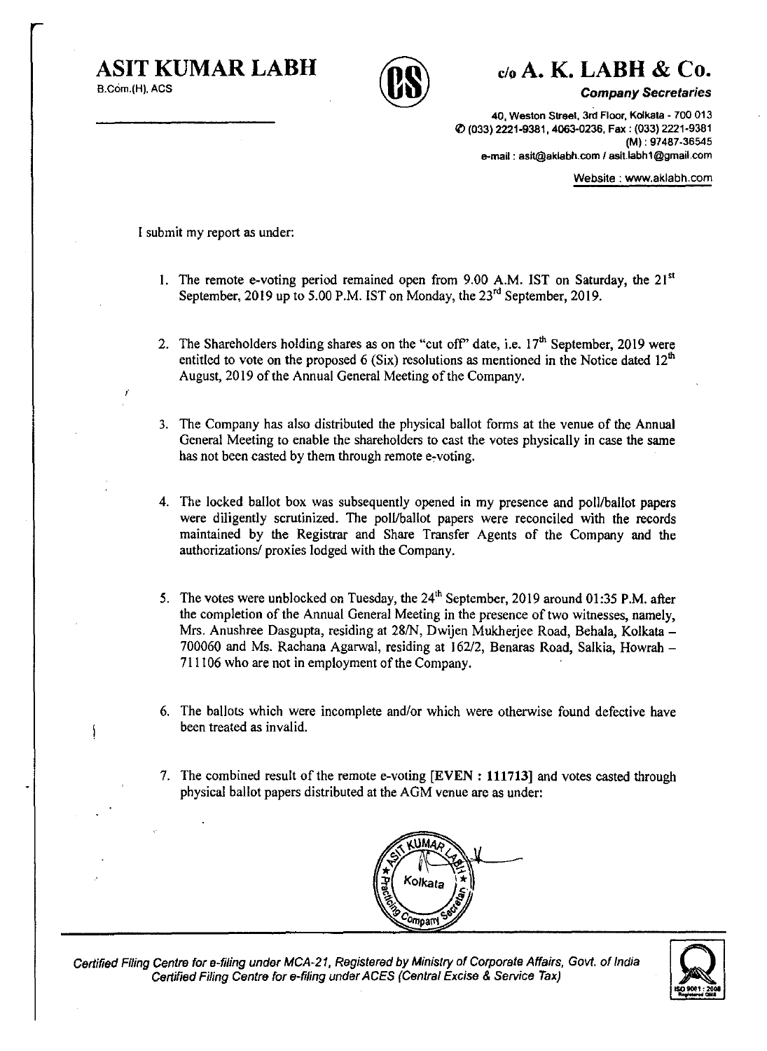# ASIT KUMAR LABH

B.Com.(H), ACS

## c/o A. K. LABH & Co.

***Company Secretaries***

40, Weston Street, 3rd Floor, Kolkata - 700 013
(033) 2221-9381, 4063-0236, Fax : (033) 2221-9381
(M) : 97487-36545
e-mail : asit@aklabh.com / asit.labh1@gmail.com

Website : www.aklabh.com

I submit my report as under:

1. The remote e-voting period remained open from 9.00 A.M. IST on Saturday, the 21st September, 2019 up to 5.00 P.M. IST on Monday, the 23rd September, 2019.

2. The Shareholders holding shares as on the "cut off" date, i.e. 17th September, 2019 were entitled to vote on the proposed 6 (Six) resolutions as mentioned in the Notice dated 12th August, 2019 of the Annual General Meeting of the Company.

3. The Company has also distributed the physical ballot forms at the venue of the Annual General Meeting to enable the shareholders to cast the votes physically in case the same has not been casted by them through remote e-voting.

4. The locked ballot box was subsequently opened in my presence and poll/ballot papers were diligently scrutinized. The poll/ballot papers were reconciled with the records maintained by the Registrar and Share Transfer Agents of the Company and the authorizations/ proxies lodged with the Company.

5. The votes were unblocked on Tuesday, the 24th September, 2019 around 01:35 P.M. after the completion of the Annual General Meeting in the presence of two witnesses, namely, Mrs. Anushree Dasgupta, residing at 28/N, Dwijen Mukherjee Road, Behala, Kolkata – 700060 and Ms. Rachana Agarwal, residing at 162/2, Benaras Road, Salkia, Howrah – 711106 who are not in employment of the Company.

6. The ballots which were incomplete and/or which were otherwise found defective have been treated as invalid.

7. The combined result of the remote e-voting [**EVEN : 111713**] and votes casted through physical ballot papers distributed at the AGM venue are as under:

*Certified Filing Centre for e-filing under MCA-21, Registered by Ministry of Corporate Affairs, Govt. of India*
*Certified Filing Centre for e-filing under ACES (Central Excise & Service Tax)*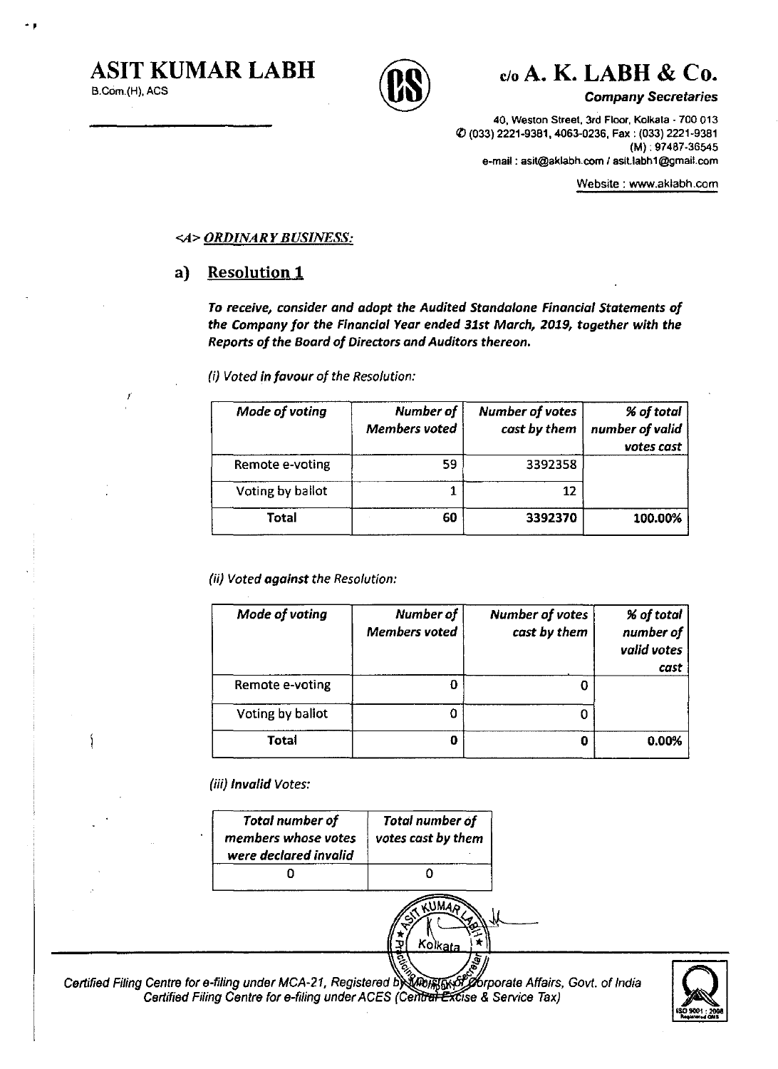**ASIT KUMAR LABH**
B.Com.(H), ACS

**c/o A. K. LABH & Co.**
*Company Secretaries*

40, Weston Street, 3rd Floor, Kolkata - 700 013
(033) 2221-9381, 4063-0236, Fax : (033) 2221-9381
(M) : 97487-36545
e-mail : asit@aklabh.com / asit.labh1@gmail.com

Website : www.aklabh.com

*<A> ORDINARY BUSINESS:*

## a) Resolution 1

***To receive, consider and adopt the Audited Standalone Financial Statements of the Company for the Financial Year ended 31st March, 2019, together with the Reports of the Board of Directors and Auditors thereon.***

*(i) Voted **in favour** of the Resolution:*

| *Mode of voting* | *Number of Members voted* | *Number of votes cast by them* | *% of total number of valid votes cast* |
|---|---|---|---|
| Remote e-voting | 59 | 3392358 | |
| Voting by ballot | 1 | 12 | |
| **Total** | **60** | **3392370** | **100.00%** |

*(ii) Voted **against** the Resolution:*

| *Mode of voting* | *Number of Members voted* | *Number of votes cast by them* | *% of total number of valid votes cast* |
|---|---|---|---|
| Remote e-voting | 0 | 0 | |
| Voting by ballot | 0 | 0 | |
| **Total** | **0** | **0** | **0.00%** |

*(iii) **Invalid** Votes:*

| *Total number of members whose votes were declared invalid* | *Total number of votes cast by them* |
|---|---|
| 0 | 0 |

*Certified Filing Centre for e-filing under MCA-21, Registered by Ministry of Corporate Affairs, Govt. of India*
*Certified Filing Centre for e-filing under ACES (Central Excise & Service Tax)*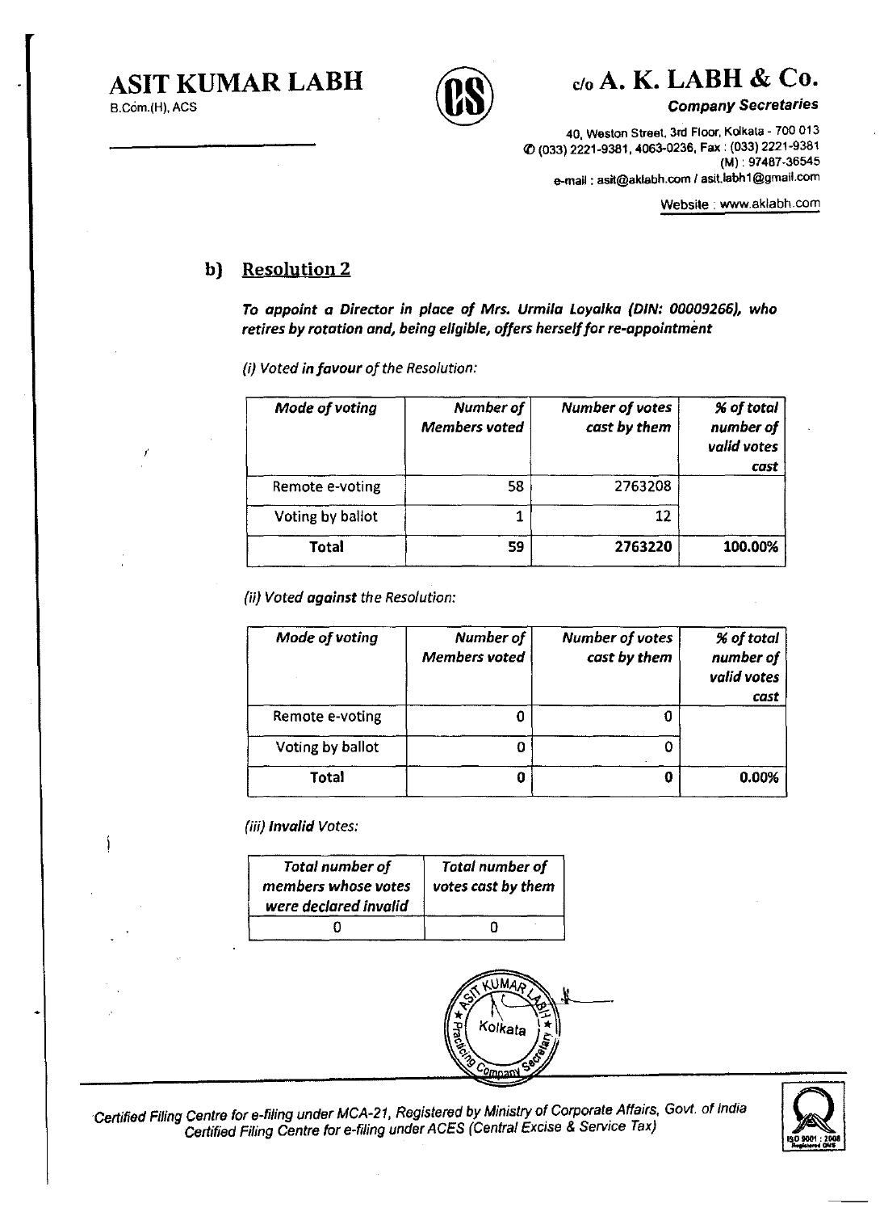# ASIT KUMAR LABH

B.Com.(H), ACS

## c/o A. K. LABH & Co.

**Company Secretaries**

40, Weston Street, 3rd Floor, Kolkata - 700 013
(033) 2221-9381, 4063-0236, Fax : (033) 2221-9381
(M) : 97487-36545
e-mail : asit@aklabh.com / asit.labh1@gmail.com

Website : www.aklabh.com

## b) Resolution 2

***To appoint a Director in place of Mrs. Urmila Loyalka (DIN: 00009266), who retires by rotation and, being eligible, offers herself for re-appointment***

*(i) Voted **in favour** of the Resolution:*

| *Mode of voting* | *Number of Members voted* | *Number of votes cast by them* | *% of total number of valid votes cast* |
|---|---|---|---|
| Remote e-voting | 58 | 2763208 | |
| Voting by ballot | 1 | 12 | |
| **Total** | **59** | **2763220** | **100.00%** |

*(ii) Voted **against** the Resolution:*

| *Mode of voting* | *Number of Members voted* | *Number of votes cast by them* | *% of total number of valid votes cast* |
|---|---|---|---|
| Remote e-voting | 0 | 0 | |
| Voting by ballot | 0 | 0 | |
| **Total** | **0** | **0** | **0.00%** |

*(iii) **Invalid** Votes:*

| *Total number of members whose votes were declared invalid* | *Total number of votes cast by them* |
|---|---|
| 0 | 0 |

*Certified Filing Centre for e-filing under MCA-21, Registered by Ministry of Corporate Affairs, Govt. of India*
*Certified Filing Centre for e-filing under ACES (Central Excise & Service Tax)*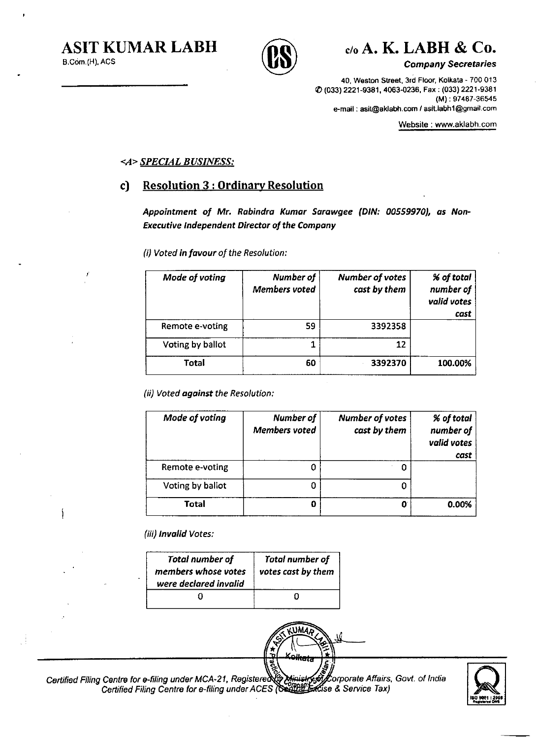<A> ***SPECIAL BUSINESS:***

## c) Resolution 3 : Ordinary Resolution

***Appointment of Mr. Rabindra Kumar Sarawgee (DIN: 00559970), as Non-Executive Independent Director of the Company***

*(i) Voted **in favour** of the Resolution:*

| *Mode of voting* | *Number of Members voted* | *Number of votes cast by them* | *% of total number of valid votes cast* |
|---|---|---|---|
| Remote e-voting | 59 | 3392358 | |
| Voting by ballot | 1 | 12 | |
| **Total** | **60** | **3392370** | **100.00%** |

*(ii) Voted **against** the Resolution:*

| *Mode of voting* | *Number of Members voted* | *Number of votes cast by them* | *% of total number of valid votes cast* |
|---|---|---|---|
| Remote e-voting | 0 | 0 | |
| Voting by ballot | 0 | 0 | |
| **Total** | **0** | **0** | **0.00%** |

*(iii) **Invalid** Votes:*

| *Total number of members whose votes were declared invalid* | *Total number of votes cast by them* |
|---|---|
| 0 | 0 |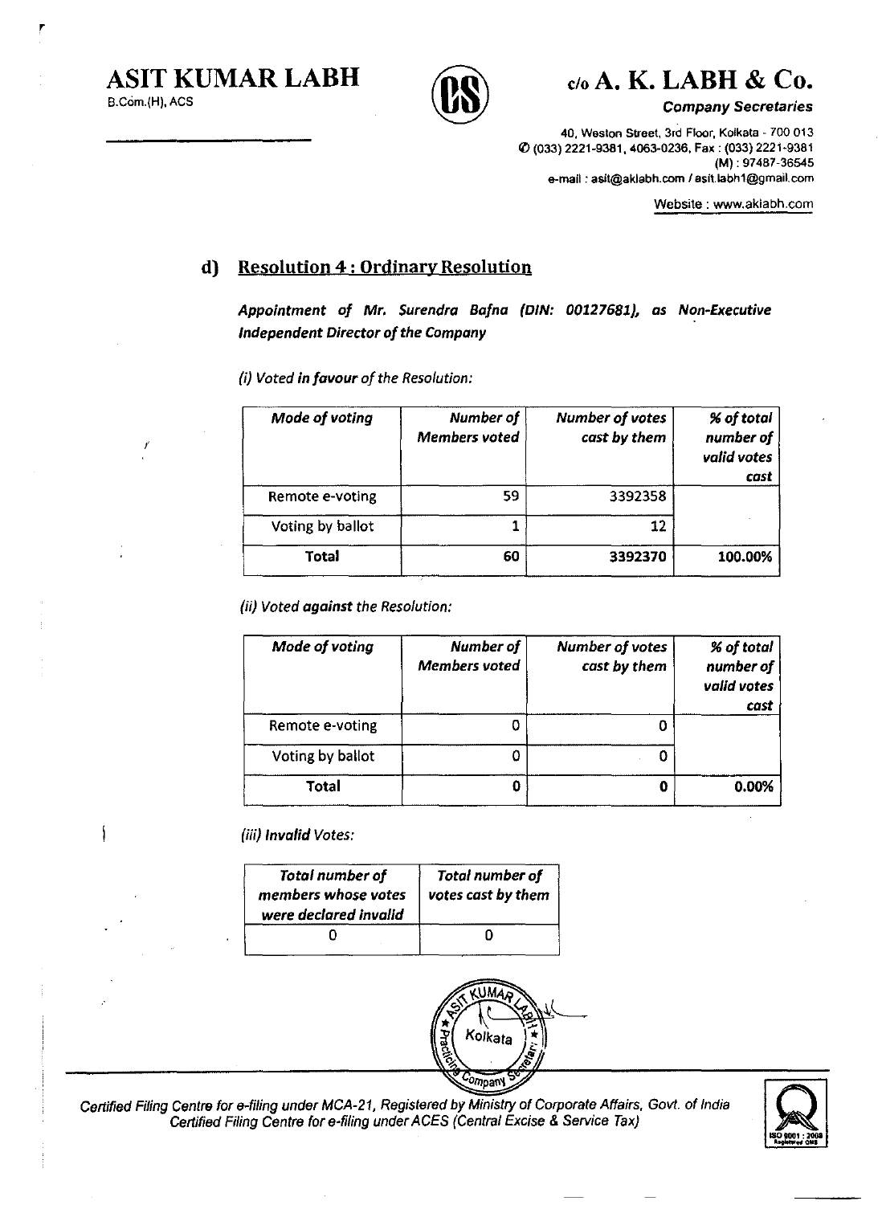## d) Resolution 4 : Ordinary Resolution

***Appointment of Mr. Surendra Bafna (DIN: 00127681), as Non-Executive Independent Director of the Company***

*(i) Voted **in favour** of the Resolution:*

| *Mode of voting* | *Number of Members voted* | *Number of votes cast by them* | *% of total number of valid votes cast* |
|---|---|---|---|
| Remote e-voting | 59 | 3392358 | |
| Voting by ballot | 1 | 12 | |
| **Total** | **60** | **3392370** | **100.00%** |

*(ii) Voted **against** the Resolution:*

| *Mode of voting* | *Number of Members voted* | *Number of votes cast by them* | *% of total number of valid votes cast* |
|---|---|---|---|
| Remote e-voting | 0 | 0 | |
| Voting by ballot | 0 | 0 | |
| **Total** | **0** | **0** | **0.00%** |

*(iii) **Invalid** Votes:*

| *Total number of members whose votes were declared invalid* | *Total number of votes cast by them* |
|---|---|
| 0 | 0 |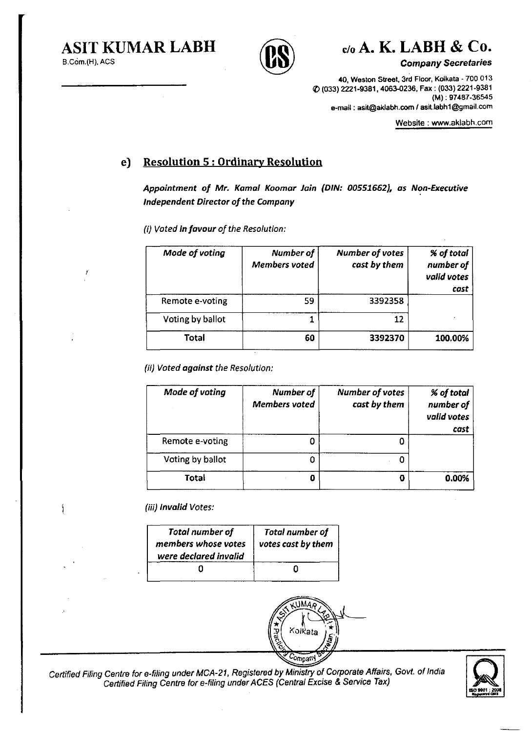## e) Resolution 5 : Ordinary Resolution

***Appointment of Mr. Kamal Koomar Jain (DIN: 00551662), as Non-Executive Independent Director of the Company***

*(i) Voted **in favour** of the Resolution:*

| *Mode of voting* | *Number of Members voted* | *Number of votes cast by them* | *% of total number of valid votes cast* |
|---|---|---|---|
| Remote e-voting | 59 | 3392358 | |
| Voting by ballot | 1 | 12 | |
| **Total** | **60** | **3392370** | **100.00%** |

*(ii) Voted **against** the Resolution:*

| *Mode of voting* | *Number of Members voted* | *Number of votes cast by them* | *% of total number of valid votes cast* |
|---|---|---|---|
| Remote e-voting | 0 | 0 | |
| Voting by ballot | 0 | 0 | |
| **Total** | **0** | **0** | **0.00%** |

*(iii) **Invalid** Votes:*

| *Total number of members whose votes were declared invalid* | *Total number of votes cast by them* |
|---|---|
| 0 | 0 |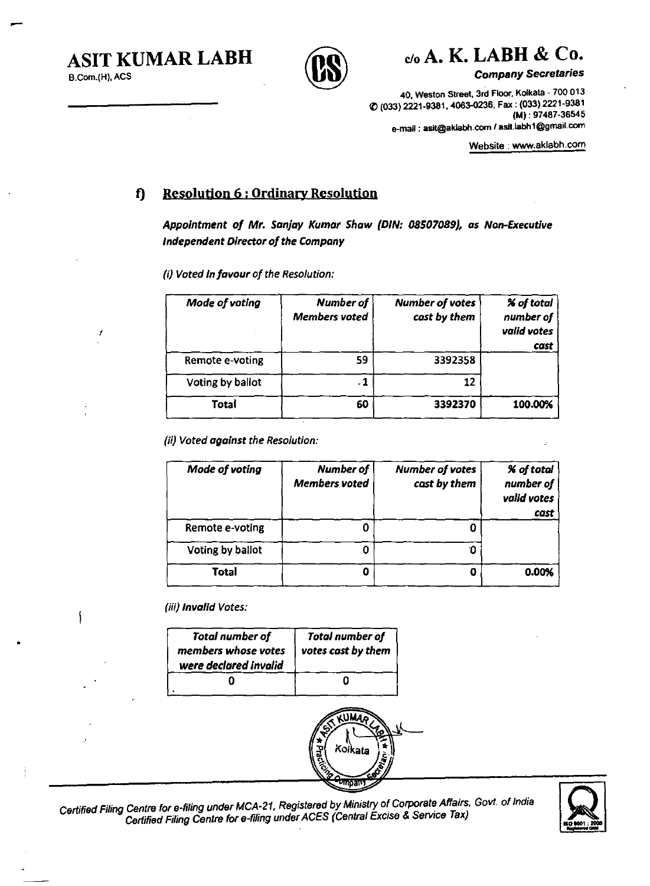# ASIT KUMAR LABH

B.Com.(H), ACS

c/o **A. K. LABH & Co.**

*Company Secretaries*

40, Weston Street, 3rd Floor, Kolkata - 700 013
© (033) 2221-9381, 4063-0236, Fax : (033) 2221-9381
(M) : 97487-36545
e-mail : asit@aklabh.com / asit.labh1@gmail.com

Website : www.aklabh.com

## f) Resolution 6 : Ordinary Resolution

***Appointment of Mr. Sanjay Kumar Shaw (DIN: 08507089), as Non-Executive Independent Director of the Company***

*(i) Voted **in favour** of the Resolution:*

| *Mode of voting* | *Number of Members voted* | *Number of votes cast by them* | *% of total number of valid votes cast* |
|---|---|---|---|
| Remote e-voting | 59 | 3392358 | |
| Voting by ballot | 1 | 12 | |
| **Total** | **60** | **3392370** | **100.00%** |

*(ii) Voted **against** the Resolution:*

| *Mode of voting* | *Number of Members voted* | *Number of votes cast by them* | *% of total number of valid votes cast* |
|---|---|---|---|
| Remote e-voting | 0 | 0 | |
| Voting by ballot | 0 | 0 | |
| **Total** | **0** | **0** | **0.00%** |

*(iii) **Invalid** Votes:*

| *Total number of members whose votes were declared invalid* | *Total number of votes cast by them* |
|---|---|
| 0 | 0 |

Certified Filing Centre for e-filing under MCA-21, Registered by Ministry of Corporate Affairs, Govt. of India
Certified Filing Centre for e-filing under ACES (Central Excise & Service Tax)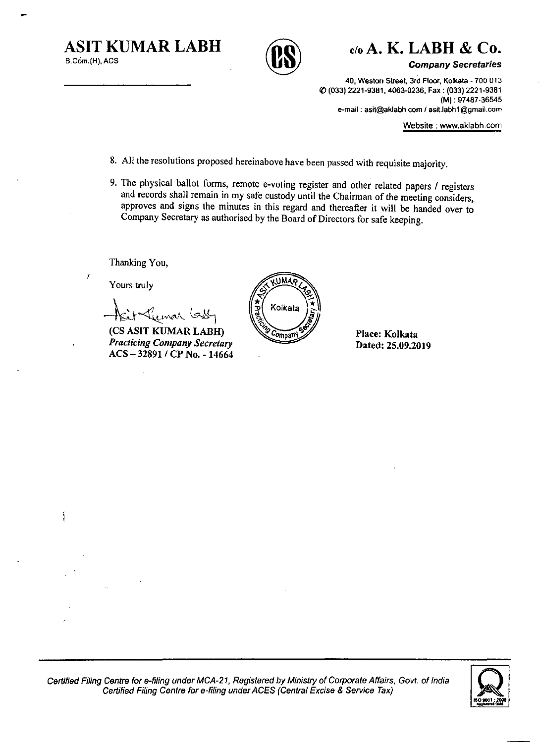# ASIT KUMAR LABH

B.Com.(H), ACS

## c/o A. K. LABH & Co.

*Company Secretaries*

40, Weston Street, 3rd Floor, Kolkata - 700 013
(033) 2221-9381, 4063-0236, Fax : (033) 2221-9381
(M) : 97487-36545
e-mail : asit@aklabh.com / asit.labh1@gmail.com

Website : www.aklabh.com

8. All the resolutions proposed hereinabove have been passed with requisite majority.

9. The physical ballot forms, remote e-voting register and other related papers / registers and records shall remain in my safe custody until the Chairman of the meeting considers, approves and signs the minutes in this regard and thereafter it will be handed over to Company Secretary as authorised by the Board of Directors for safe keeping.

Thanking You,

Yours truly

**(CS ASIT KUMAR LABH)**
***Practicing Company Secretary***
**ACS – 32891 / CP No. - 14664**

**Place: Kolkata**
**Dated: 25.09.2019**

*Certified Filing Centre for e-filing under MCA-21, Registered by Ministry of Corporate Affairs, Govt. of India*
*Certified Filing Centre for e-filing under ACES (Central Excise & Service Tax)*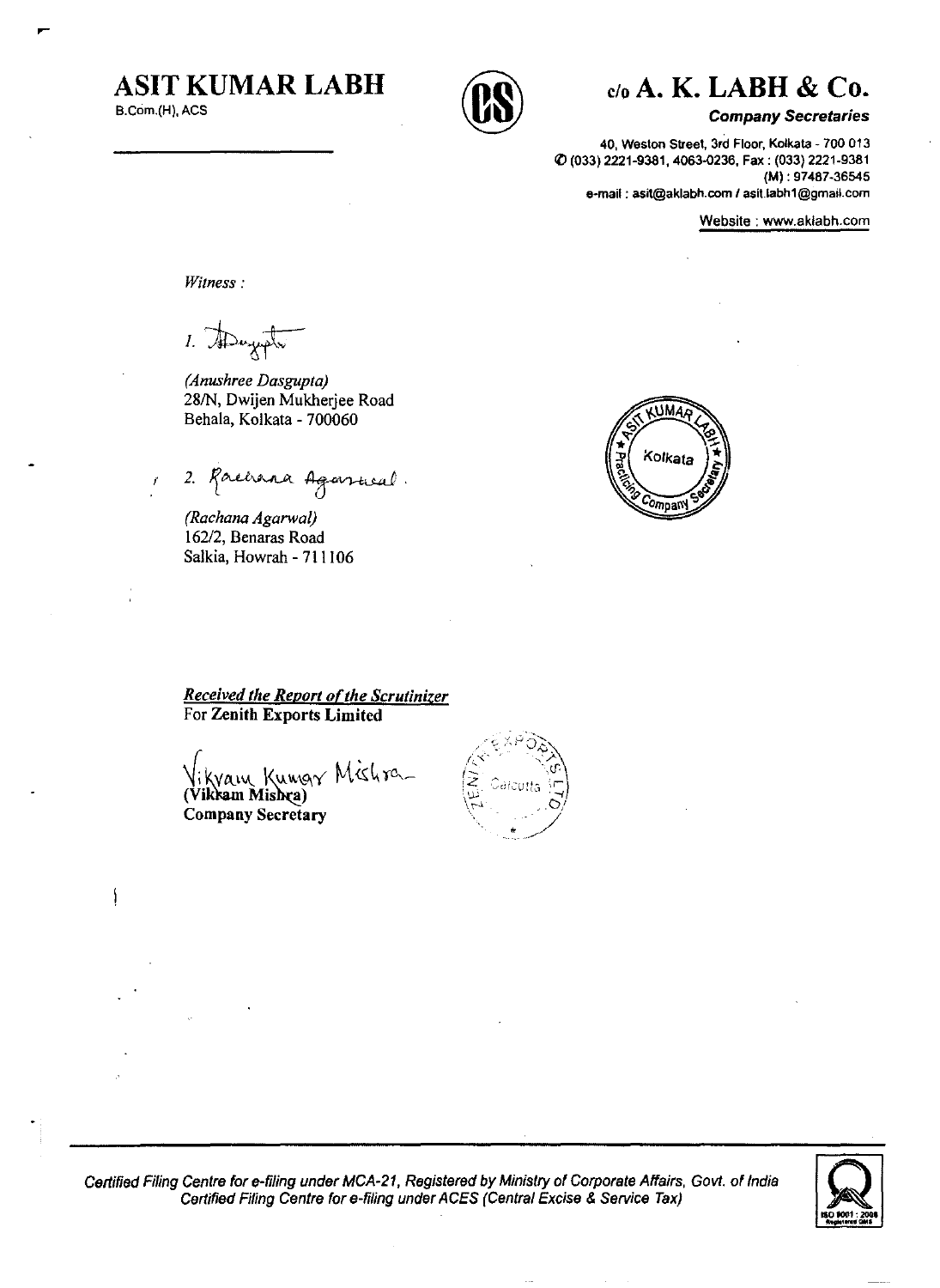# ASIT KUMAR LABH

B.Com.(H), ACS

## c/o A. K. LABH & Co.

***Company Secretaries***

40, Weston Street, 3rd Floor, Kolkata - 700 013
(033) 2221-9381, 4063-0236, Fax : (033) 2221-9381
(M) : 97487-36545
e-mail : asit@aklabh.com / asit.labh1@gmail.com

Website : www.aklabh.com

*Witness :*

1. 

*(Anushree Dasgupta)*
28/N, Dwijen Mukherjee Road
Behala, Kolkata - 700060

2. Rachana Agarwal

*(Rachana Agarwal)*
162/2, Benaras Road
Salkia, Howrah - 711106

***Received the Report of the Scrutinizer***
**For Zenith Exports Limited**

Vikram Kumar Mishra
**(Vikram Mishra)**
**Company Secretary**

*Certified Filing Centre for e-filing under MCA-21, Registered by Ministry of Corporate Affairs, Govt. of India*
*Certified Filing Centre for e-filing under ACES (Central Excise & Service Tax)*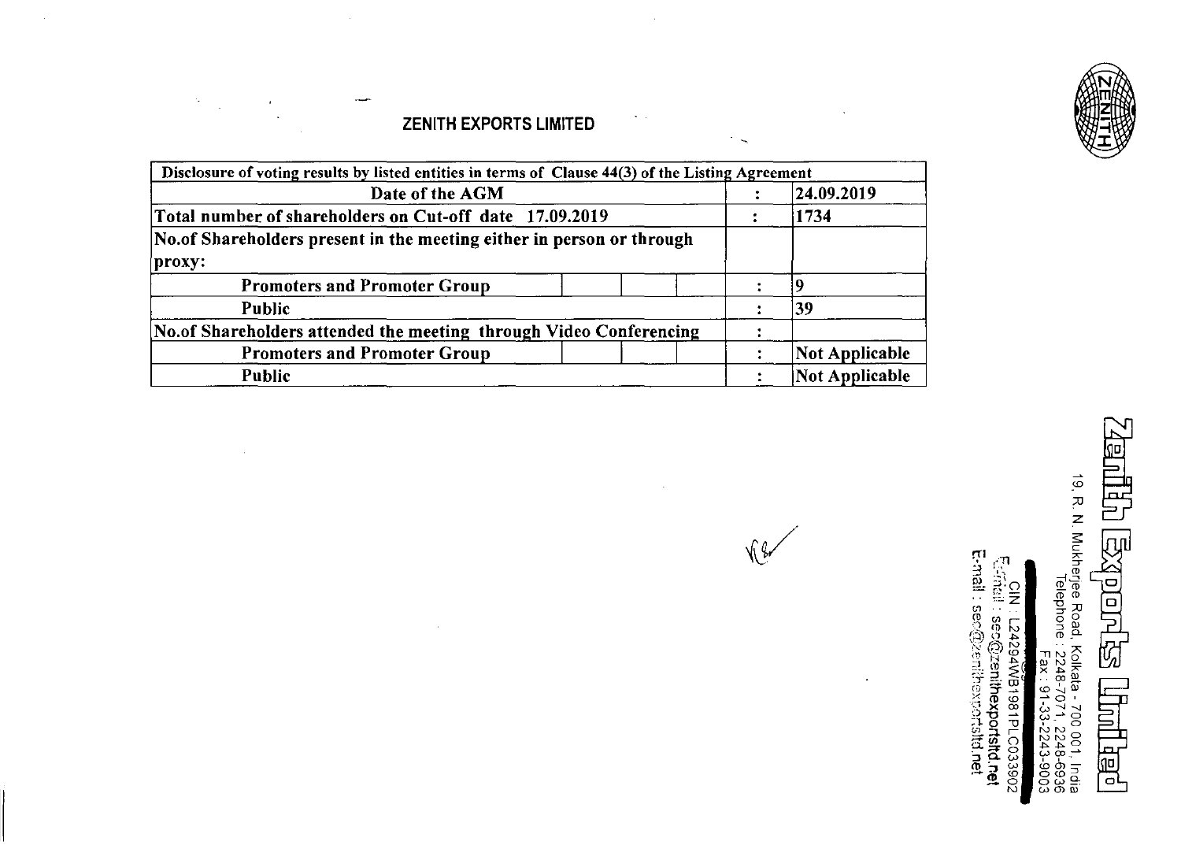## ZENITH EXPORTS LIMITED

| Disclosure of voting results by listed entities in terms of Clause 44(3) of the Listing Agreement | | |
|---|---|---|
| Date of the AGM | : | 24.09.2019 |
| Total number of shareholders on Cut-off date 17.09.2019 | : | 1734 |
| No.of Shareholders present in the meeting either in person or through proxy: | | |
| Promoters and Promoter Group | : | 9 |
| Public | : | 39 |
| No.of Shareholders attended the meeting through Video Conferencing | : | |
| Promoters and Promoter Group | : | Not Applicable |
| Public | : | Not Applicable |

**Zenith Exports Limited**

19, R. N. Mukherjee Road, Kolkata - 700 001, India
Telephone : 2248-7071, 2248-6936
Fax : 91-33-2243-9003
CIN : L24294WB1981PLC033902
E-mail : sec@zenithexportsltd.net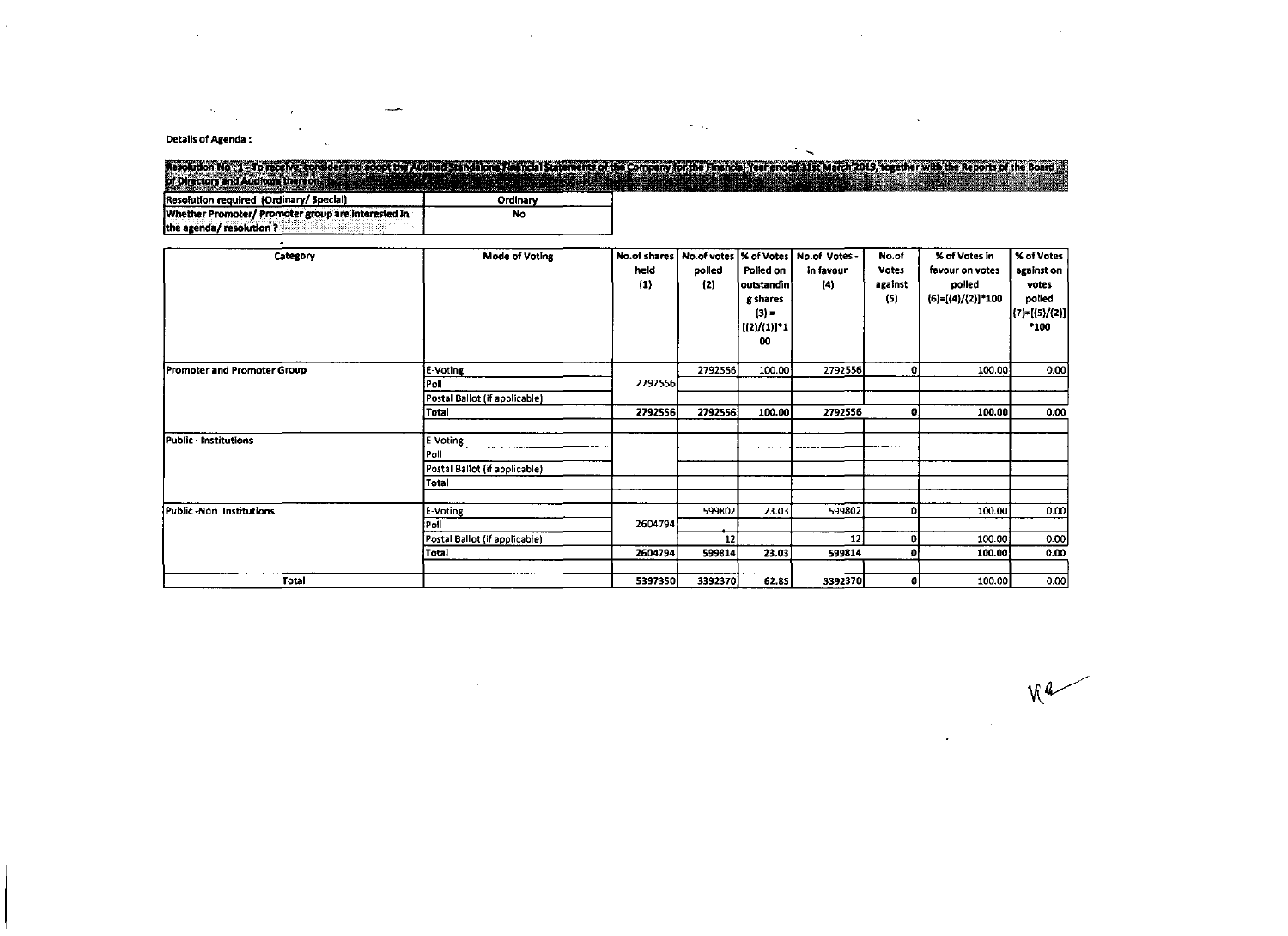**Details of Agenda :**

**Resolution No : 1 - To receive, consider and adopt the Audited Standalone Financial Statements of the Company for the Financial Year ended 31st March 2019, together with the Reports of the Board of Directors and Auditors thereon.**

| Resolution required (Ordinary/ Special) | Ordinary |
|---|---|
| Whether Promoter/ Promoter group are interested in the agenda/ resolution ? | No |

| Category | Mode of Voting | No.of shares held (1) | No.of votes polled (2) | % of Votes Polled on outstanding shares (3) = [(2)/(1)]*100 | No.of Votes - in favour (4) | No.of Votes against (5) | % of Votes in favour on votes polled (6)=[(4)/(2)]*100 | % of Votes against on votes polled (7)=[(5)/(2)]*100 |
|---|---|---|---|---|---|---|---|---|
| Promoter and Promoter Group | E-Voting | | 2792556 | 100.00 | 2792556 | 0 | 100.00 | 0.00 |
| | Poll | 2792556 | | | | | | |
| | Postal Ballot (if applicable) | | | | | | | |
| | **Total** | **2792556** | **2792556** | **100.00** | **2792556** | **0** | **100.00** | **0.00** |
| Public - Institutions | E-Voting | | | | | | | |
| | Poll | | | | | | | |
| | Postal Ballot (if applicable) | | | | | | | |
| | **Total** | | | | | | | |
| Public -Non Institutions | E-Voting | | 599802 | 23.03 | 599802 | 0 | 100.00 | 0.00 |
| | Poll | 2604794 | | | | | | |
| | Postal Ballot (if applicable) | | 12 | | 12 | 0 | 100.00 | 0.00 |
| | **Total** | **2604794** | **599814** | **23.03** | **599814** | **0** | **100.00** | **0.00** |
| **Total** | | **5397350** | **3392370** | **62.85** | **3392370** | **0** | **100.00** | **0.00** |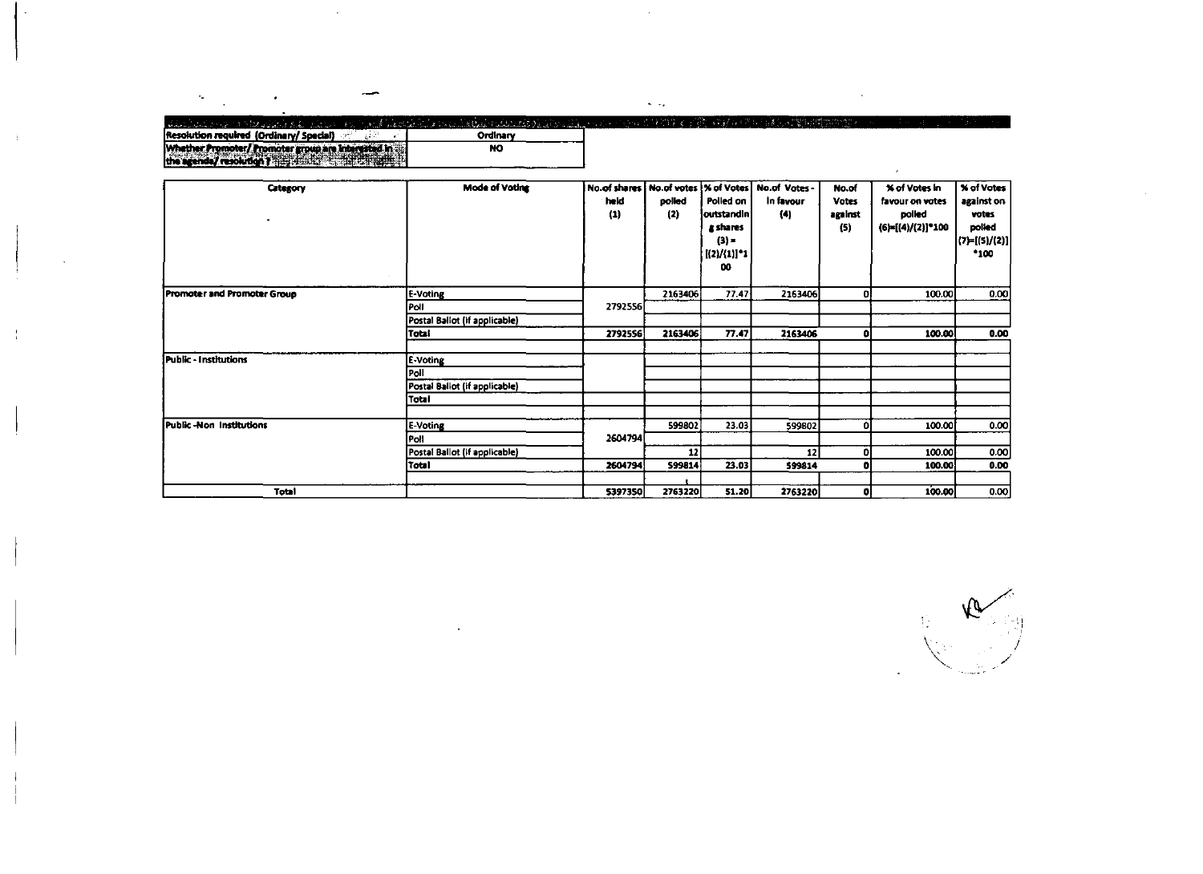| Resolution required (Ordinary/ Special) | Ordinary |
| --- | --- |
| Whether Promoter/ Promoter group are interested in the agenda/ resolution ? | NO |

| Category | Mode of Voting | No.of shares held (1) | No.of votes polled (2) | % of Votes Polled on outstanding shares (3) = [(2)/(1)]*100 | No.of Votes - in favour (4) | No.of Votes against (5) | % of Votes in favour on votes polled (6)=[(4)/(2)]*100 | % of Votes against on votes polled (7)=[(5)/(2)]*100 |
| --- | --- | --- | --- | --- | --- | --- | --- | --- |
| Promoter and Promoter Group | E-Voting | | 2163406 | 77.47 | 2163406 | 0 | 100.00 | 0.00 |
| | Poll | 2792556 | | | | | | |
| | Postal Ballot (if applicable) | | | | | | | |
| | Total | 2792556 | 2163406 | 77.47 | 2163406 | 0 | 100.00 | 0.00 |
| Public - Institutions | E-Voting | | | | | | | |
| | Poll | | | | | | | |
| | Postal Ballot (if applicable) | | | | | | | |
| | Total | | | | | | | |
| Public -Non Institutions | E-Voting | | 599802 | 23.03 | 599802 | 0 | 100.00 | 0.00 |
| | Poll | 2604794 | | | | | | |
| | Postal Ballot (if applicable) | | 12 | | 12 | 0 | 100.00 | 0.00 |
| | Total | 2604794 | 599814 | 23.03 | 599814 | 0 | 100.00 | 0.00 |
| Total | | 5397350 | 2763220 | 51.20 | 2763220 | 0 | 100.00 | 0.00 |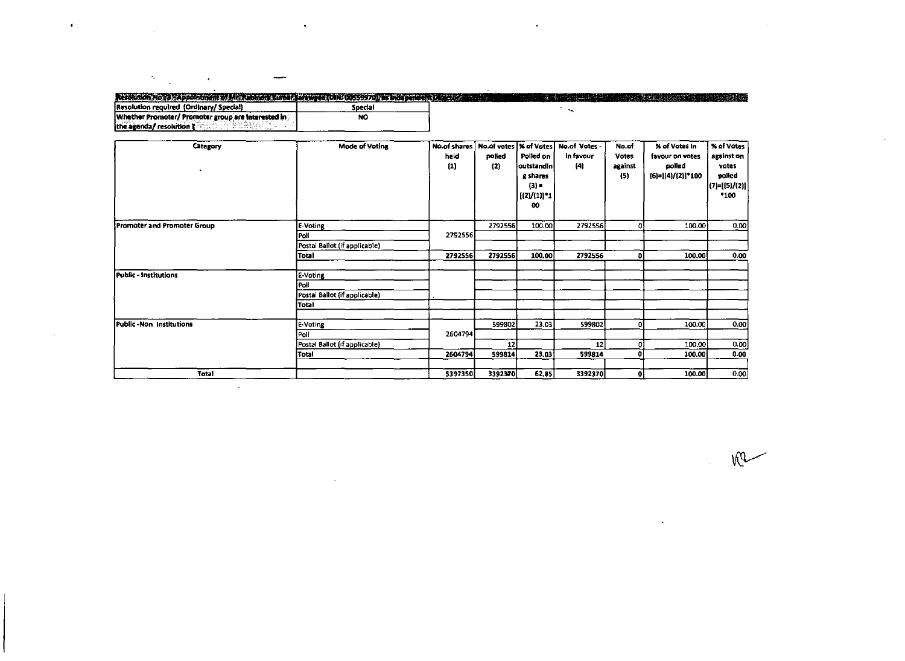Resolution No.13 - Appointment of Mr. Rabindra Kumar Sarawgee (DIN: 00559970) as Independent Director

| Resolution required (Ordinary/ Special) | Special |
|---|---|
| Whether Promoter/ Promoter group are interested in the agenda/ resolution ? | NO |

| Category | Mode of Voting | No.of shares held (1) | No.of votes polled (2) | % of Votes Polled on outstanding shares (3) = [(2)/(1)]*100 | No.of Votes - in favour (4) | No.of Votes against (5) | % of Votes in favour on votes polled (6)=[(4)/(2)]*100 | % of Votes against on votes polled (7)=[(5)/(2)]*100 |
|---|---|---|---|---|---|---|---|---|
| Promoter and Promoter Group | E-Voting | | 2792556 | 100.00 | 2792556 | 0 | 100.00 | 0.00 |
| | Poll | 2792556 | | | | | | |
| | Postal Ballot (if applicable) | | | | | | | |
| | Total | 2792556 | 2792556 | 100.00 | 2792556 | 0 | 100.00 | 0.00 |
| Public - Institutions | E-Voting | | | | | | | |
| | Poll | | | | | | | |
| | Postal Ballot (if applicable) | | | | | | | |
| | Total | | | | | | | |
| Public -Non Institutions | E-Voting | | 599802 | 23.03 | 599802 | 0 | 100.00 | 0.00 |
| | Poll | 2604794 | | | | | | |
| | Postal Ballot (if applicable) | | 12 | | 12 | 0 | 100.00 | 0.00 |
| | Total | 2604794 | 599814 | 23.03 | 599814 | 0 | 100.00 | 0.00 |
| Total | | 5397350 | 3392370 | 62.85 | 3392370 | 0 | 100.00 | 0.00 |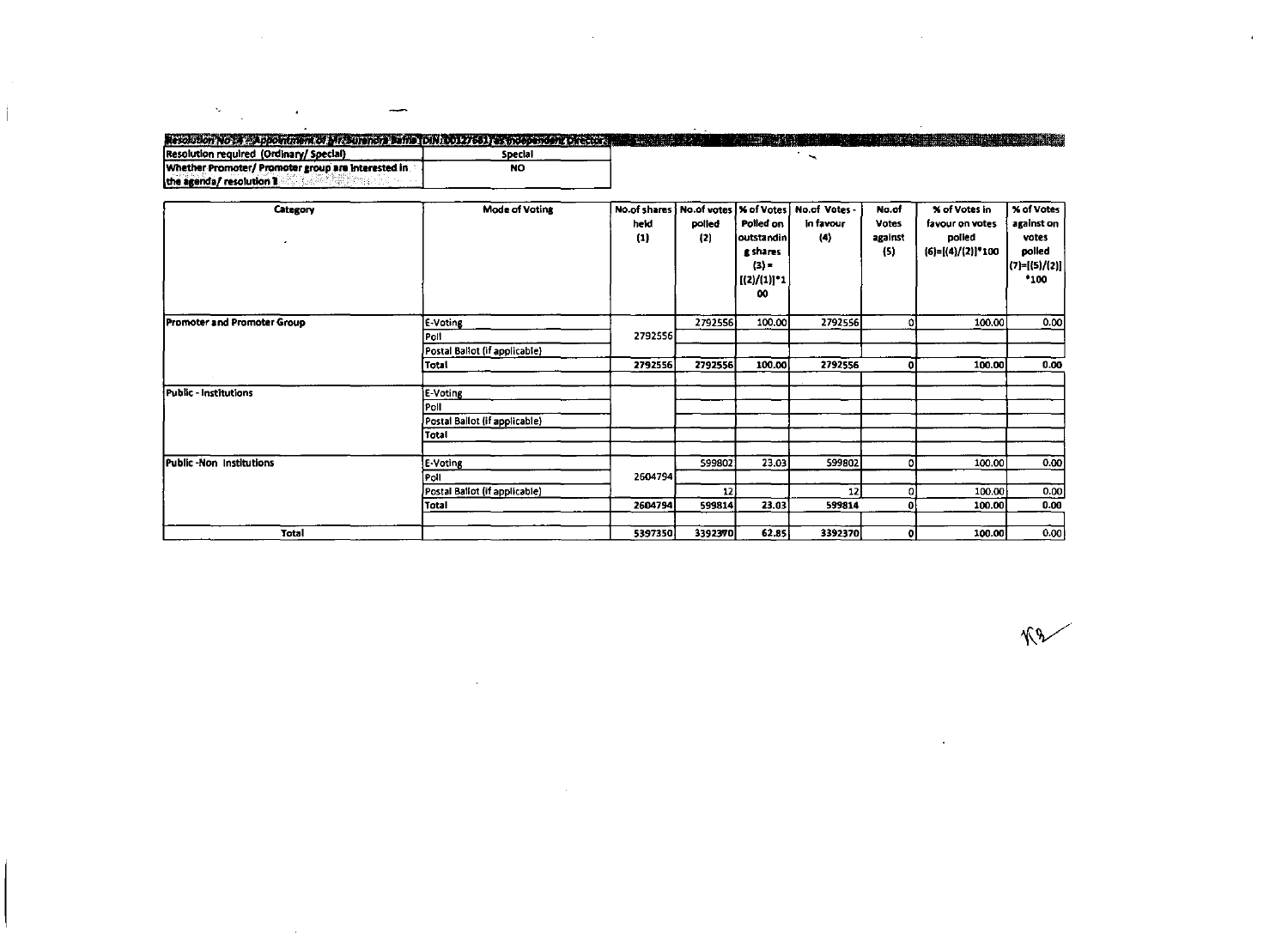| Resolution No.14 - Appointment of Mr. Surendra Batra (DIN:00127661) as Independent Director | |
|---|---|
| Resolution required (Ordinary/ Special) | Special |
| Whether Promoter/ Promoter group are interested in the agenda/ resolution ? | NO |

| Category | Mode of Voting | No.of shares held (1) | No.of votes polled (2) | % of Votes Polled on outstanding shares (3) = [(2)/(1)]*100 | No.of Votes - in favour (4) | No.of Votes against (5) | % of Votes in favour on votes polled (6)=[(4)/(2)]*100 | % of Votes against on votes polled (7)=[(5)/(2)]*100 |
|---|---|---|---|---|---|---|---|---|
| Promoter and Promoter Group | E-Voting | | 2792556 | 100.00 | 2792556 | 0 | 100.00 | 0.00 |
| | Poll | 2792556 | | | | | | |
| | Postal Ballot (if applicable) | | | | | | | |
| | Total | 2792556 | 2792556 | 100.00 | 2792556 | 0 | 100.00 | 0.00 |
| Public - Institutions | E-Voting | | | | | | | |
| | Poll | | | | | | | |
| | Postal Ballot (if applicable) | | | | | | | |
| | Total | | | | | | | |
| Public -Non Institutions | E-Voting | | 599802 | 23.03 | 599802 | 0 | 100.00 | 0.00 |
| | Poll | 2604794 | | | | | | |
| | Postal Ballot (if applicable) | | 12 | | 12 | 0 | 100.00 | 0.00 |
| | Total | 2604794 | 599814 | 23.03 | 599814 | 0 | 100.00 | 0.00 |
| Total | | 5397350 | 3392370 | 62.85 | 3392370 | 0 | 100.00 | 0.00 |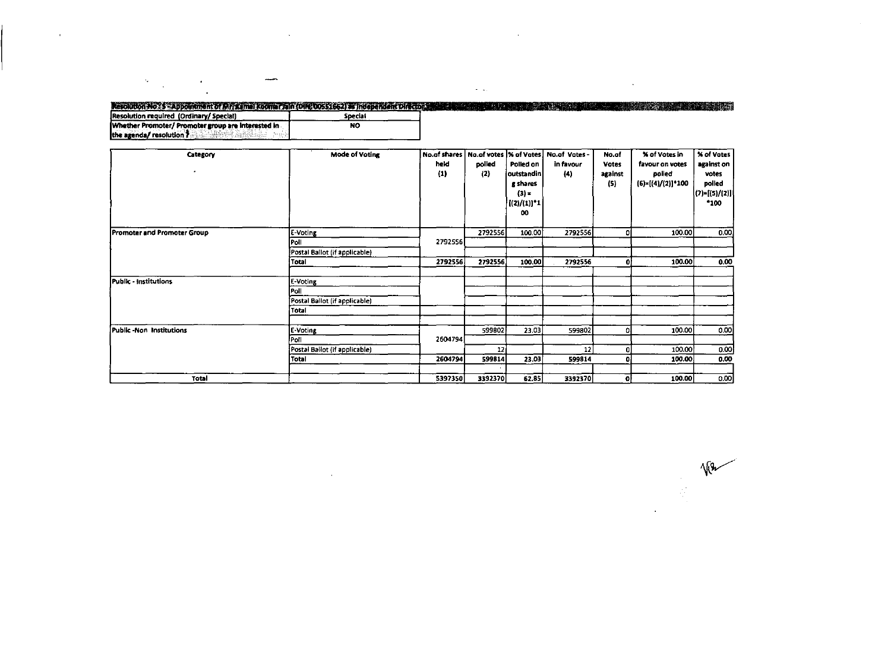| Resolution No.: 5 - Appointment of Mr. Kamal Kumar Jain (DIN: 00551662) as Independent Director | |
|---|---|
| Resolution required (Ordinary/ Special) | Special |
| Whether Promoter/ Promoter group are interested in the agenda/ resolution ? | NO |

| Category | Mode of Voting | No.of shares held (1) | No.of votes polled (2) | % of Votes Polled on outstanding shares (3) = [(2)/(1)]*100 | No.of Votes - in favour (4) | No.of Votes against (5) | % of Votes in favour on votes polled (6)=[(4)/(2)]*100 | % of Votes against on votes polled (7)=[(5)/(2)]*100 |
|---|---|---|---|---|---|---|---|---|
| Promoter and Promoter Group | E-Voting | 2792556 | 2792556 | 100.00 | 2792556 | 0 | 100.00 | 0.00 |
| | Poll | | | | | | | |
| | Postal Ballot (if applicable) | | | | | | | |
| | Total | 2792556 | 2792556 | 100.00 | 2792556 | 0 | 100.00 | 0.00 |
| Public - Institutions | E-Voting | | | | | | | |
| | Poll | | | | | | | |
| | Postal Ballot (if applicable) | | | | | | | |
| | Total | | | | | | | |
| Public -Non Institutions | E-Voting | 2604794 | 599802 | 23.03 | 599802 | 0 | 100.00 | 0.00 |
| | Poll | | | | | | | |
| | Postal Ballot (if applicable) | | 12 | | 12 | 0 | 100.00 | 0.00 |
| | Total | 2604794 | 599814 | 23.03 | 599814 | 0 | 100.00 | 0.00 |
| Total | | 5397350 | 3392370 | 62.85 | 3392370 | 0 | 100.00 | 0.00 |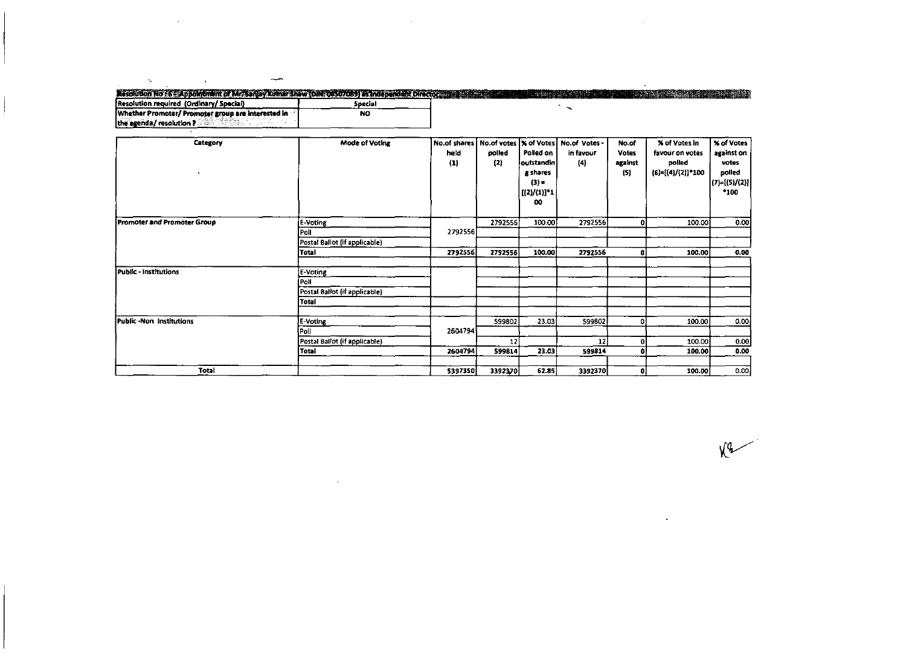Resolution No : 6 : Appointment of Mr. Sanjay Kumar Shaw (DIN: 08507089) as Independent Director

| | |
|---|---|
| Resolution required (Ordinary/ Special) | Special |
| Whether Promoter/ Promoter group are interested in the agenda/ resolution ? | NO |

| Category | Mode of Voting | No.of shares held (1) | No.of votes polled (2) | % of Votes Polled on outstanding shares (3) = [(2)/(1)]*100 | No.of Votes - in favour (4) | No.of Votes against (5) | % of Votes in favour on votes polled (6)=[(4)/(2)]*100 | % of Votes against on votes polled (7)=[(5)/(2)]*100 |
|---|---|---|---|---|---|---|---|---|
| Promoter and Promoter Group | E-Voting | | 2792556 | 100.00 | 2792556 | 0 | 100.00 | 0.00 |
| | Poll | 2792556 | | | | | | |
| | Postal Ballot (if applicable) | | | | | | | |
| | Total | 2792556 | 2792556 | 100.00 | 2792556 | 0 | 100.00 | 0.00 |
| Public - Institutions | E-Voting | | | | | | | |
| | Poll | | | | | | | |
| | Postal Ballot (if applicable) | | | | | | | |
| | Total | | | | | | | |
| Public -Non Institutions | E-Voting | | 599802 | 23.03 | 599802 | 0 | 100.00 | 0.00 |
| | Poll | 2604794 | | | | | | |
| | Postal Ballot (if applicable) | | 12 | | 12 | 0 | 100.00 | 0.00 |
| | Total | 2604794 | 599814 | 23.03 | 599814 | 0 | 100.00 | 0.00 |
| Total | | 5397350 | 3392370 | 62.85 | 3392370 | 0 | 100.00 | 0.00 |